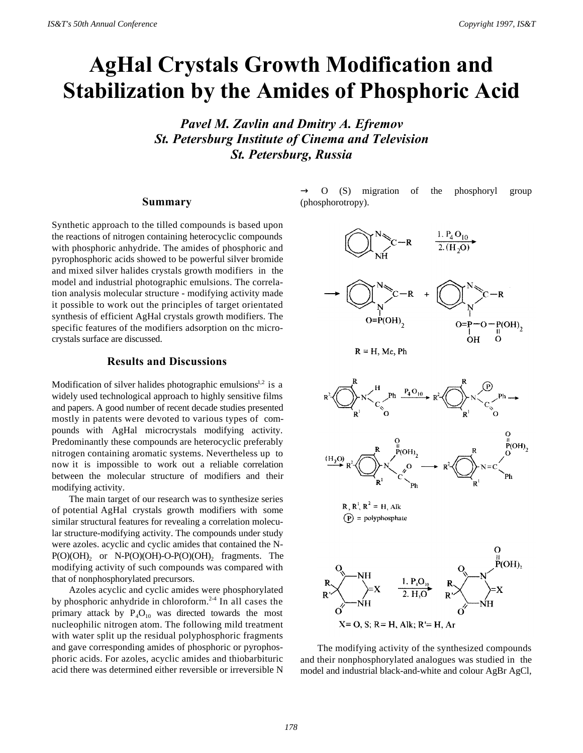# AgHal Crystals Growth Modification and Stabilization by the Amides of Phosphoric Acid

***Pavel M. Zavlin and Dmitry A. Efremov***
***St. Petersburg Institute of Cinema and Television***
***St. Petersburg, Russia***

## Summary

Synthetic approach to the tilled compounds is based upon the reactions of nitrogen containing heterocyclic compounds with phosphoric anhydride. The amides of phosphoric and pyrophosphoric acids showed to be powerful silver bromide and mixed silver halides crystals growth modifiers in the model and industrial photographic emulsions. The correlation analysis molecular structure - modifying activity made it possible to work out the principles of target orientated synthesis of efficient AgHal crystals growth modifiers. The specific features of the modifiers adsorption on thc microcrystals surface are discussed.

## Results and Discussions

Modification of silver halides photographic emulsions[1,2] is a widely used technological approach to highly sensitive films and papers. A good number of recent decade studies presented mostly in patents were devoted to various types of compounds with AgHal microcrystals modifying activity. Predominantly these compounds are heterocyclic preferably nitrogen containing aromatic systems. Nevertheless up to now it is impossible to work out a reliable correlation between the molecular structure of modifiers and their modifying activity.

The main target of our research was to synthesize series of potential AgHal crystals growth modifiers with some similar structural features for revealing a correlation molecular structure-modifying activity. The compounds under study were azoles. acyclic and cyclic amides that contained the N-$P(O)(OH)_2$ or N-P(O)(OH)-O-$P(O)(OH)_2$ fragments. The modifying activity of such compounds was compared with that of nonphosphorylated precursors.

Azoles acyclic and cyclic amides were phosphorylated by phosphoric anhydride in chloroform.[2-4] In all cases the primary attack by $P_4O_{10}$ was directed towards the most nucleophilic nitrogen atom. The following mild treatment with water split up the residual polyphosphoric fragments and gave corresponding amides of phosphoric or pyrophosphoric acids. For azoles, acyclic amides and thiobarbituric acid there was determined either reversible or irreversible N → O (S) migration of the phosphoryl group (phosphorotropy).

R = H, Me, Ph

R, R[1], R[2] = H, Alk
(P) = polyphosphate

X= O, S; R= H, Alk; R'= H, Ar

The modifying activity of the synthesized compounds and their nonphosphorylated analogues was studied in the model and industrial black-and-white and colour AgBr AgCl,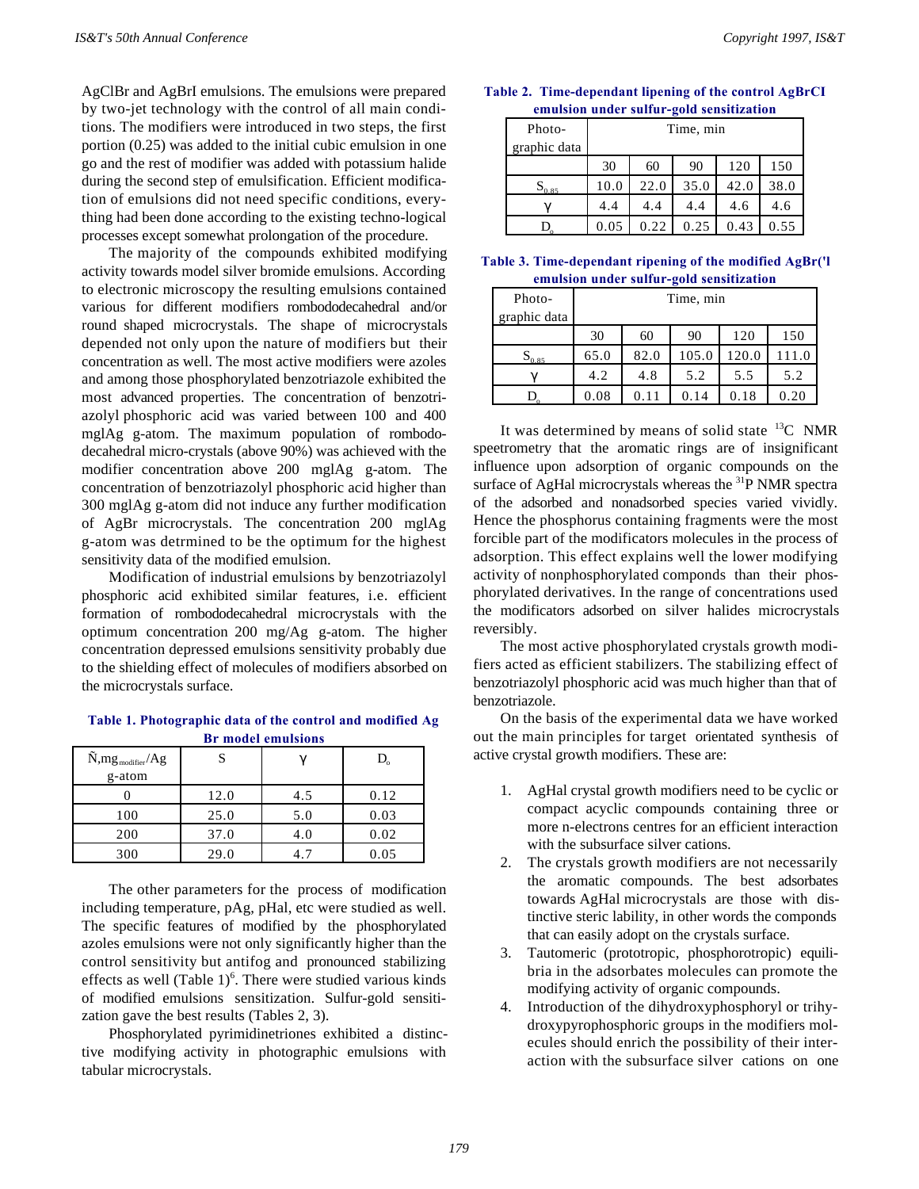AgClBr and AgBrI emulsions. The emulsions were prepared by two-jet technology with the control of all main conditions. The modifiers were introduced in two steps, the first portion (0.25) was added to the initial cubic emulsion in one go and the rest of modifier was added with potassium halide during the second step of emulsification. Efficient modification of emulsions did not need specific conditions, everything had been done according to the existing techno-logical processes except somewhat prolongation of the procedure.

The majority of the compounds exhibited modifying activity towards model silver bromide emulsions. According to electronic microscopy the resulting emulsions contained various for different modifiers rombododecahedral and/or round shaped microcrystals. The shape of microcrystals depended not only upon the nature of modifiers but their concentration as well. The most active modifiers were azoles and among those phosphorylated benzotriazole exhibited the most advanced properties. The concentration of benzotriazolyl phosphoric acid was varied between 100 and 400 mglAg g-atom. The maximum population of rombododecahedral micro-crystals (above 90%) was achieved with the modifier concentration above 200 mglAg g-atom. The concentration of benzotriazolyl phosphoric acid higher than 300 mglAg g-atom did not induce any further modification of AgBr microcrystals. The concentration 200 mglAg g-atom was detrmined to be the optimum for the highest sensitivity data of the modified emulsion.

Modification of industrial emulsions by benzotriazolyl phosphoric acid exhibited similar features, i.e. efficient formation of rombododecahedral microcrystals with the optimum concentration 200 mg/Ag g-atom. The higher concentration depressed emulsions sensitivity probably due to the shielding effect of molecules of modifiers absorbed on the microcrystals surface.

**Table 1. Photographic data of the control and modified Ag Br model emulsions**

| Ñ,$mg_{modifier}$/Ag g-atom | S | γ | $D_o$ |
|---|---|---|---|
| 0 | 12.0 | 4.5 | 0.12 |
| 100 | 25.0 | 5.0 | 0.03 |
| 200 | 37.0 | 4.0 | 0.02 |
| 300 | 29.0 | 4.7 | 0.05 |

The other parameters for the process of modification including temperature, pAg, pHal, etc were studied as well. The specific features of modified by the phosphorylated azoles emulsions were not only significantly higher than the control sensitivity but antifog and pronounced stabilizing effects as well (Table 1)[6]. There were studied various kinds of modified emulsions sensitization. Sulfur-gold sensitization gave the best results (Tables 2, 3).

Phosphorylated pyrimidinetriones exhibited a distinctive modifying activity in photographic emulsions with tabular microcrystals.

**Table 2. Time-dependant lipening of the control AgBrCI emulsion under sulfur-gold sensitization**

| Photo-graphic data | Time, min | | | | |
|---|---|---|---|---|---|
| | 30 | 60 | 90 | 120 | 150 |
| $S_{0.85}$ | 10.0 | 22.0 | 35.0 | 42.0 | 38.0 |
| γ | 4.4 | 4.4 | 4.4 | 4.6 | 4.6 |
| $D_o$ | 0.05 | 0.22 | 0.25 | 0.43 | 0.55 |

**Table 3. Time-dependant ripening of the modified AgBr('l emulsion under sulfur-gold sensitization**

| Photo-graphic data | Time, min | | | | |
|---|---|---|---|---|---|
| | 30 | 60 | 90 | 120 | 150 |
| $S_{0.85}$ | 65.0 | 82.0 | 105.0 | 120.0 | 111.0 |
| γ | 4.2 | 4.8 | 5.2 | 5.5 | 5.2 |
| $D_o$ | 0.08 | 0.11 | 0.14 | 0.18 | 0.20 |

It was determined by means of solid state $^{13}C$ NMR spectrometry that the aromatic rings are of insignificant influence upon adsorption of organic compounds on the surface of AgHal microcrystals whereas the $^{31}P$ NMR spectra of the adsorbed and nonadsorbed species varied vividly. Hence the phosphorus containing fragments were the most forcible part of the modificators molecules in the process of adsorption. This effect explains well the lower modifying activity of nonphosphorylated componds than their phosphorylated derivatives. In the range of concentrations used the modificators adsorbed on silver halides microcrystals reversibly.

The most active phosphorylated crystals growth modifiers acted as efficient stabilizers. The stabilizing effect of benzotriazolyl phosphoric acid was much higher than that of benzotriazole.

On the basis of the experimental data we have worked out the main principles for target orientated synthesis of active crystal growth modifiers. These are:

1. AgHal crystal growth modifiers need to be cyclic or compact acyclic compounds containing three or more n-electrons centres for an efficient interaction with the subsurface silver cations.
2. The crystals growth modifiers are not necessarily the aromatic compounds. The best adsorbates towards AgHal microcrystals are those with distinctive steric lability, in other words the componds that can easily adopt on the crystals surface.
3. Tautomeric (prototropic, phosphorotropic) equilibria in the adsorbates molecules can promote the modifying activity of organic compounds.
4. Introduction of the dihydroxyphosphoryl or trihydroxypyrophosphoric groups in the modifiers molecules should enrich the possibility of their interaction with the subsurface silver cations on one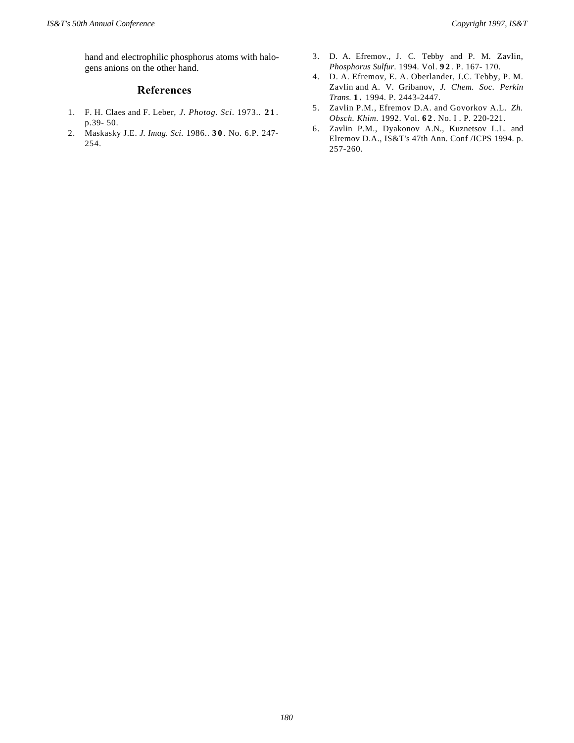hand and electrophilic phosphorus atoms with halogens anions on the other hand.

## References

1. F. H. Claes and F. Leber, *J. Photog. Sci.* 1973.. **21**. p.39- 50.
2. Maskasky J.E. *J. Imag. Sci.* 1986.. **30**. No. 6.P. 247-254.
3. D. A. Efremov., J. C. Tebby and P. M. Zavlin, *Phosphorus Sulfur*. 1994. Vol. **92**. P. 167- 170.
4. D. A. Efremov, E. A. Oberlander, J.C. Tebby, P. M. Zavlin and A. V. Gribanov, *J. Chem. Soc. Perkin Trans.* **1.** 1994. P. 2443-2447.
5. Zavlin P.M., Efremov D.A. and Govorkov A.L. *Zh. Obsch. Khim.* 1992. Vol. **62**. No. I . P. 220-221.
6. Zavlin P.M., Dyakonov A.N., Kuznetsov L.L. and Elremov D.A., IS&T's 47th Ann. Conf /ICPS 1994. p. 257-260.